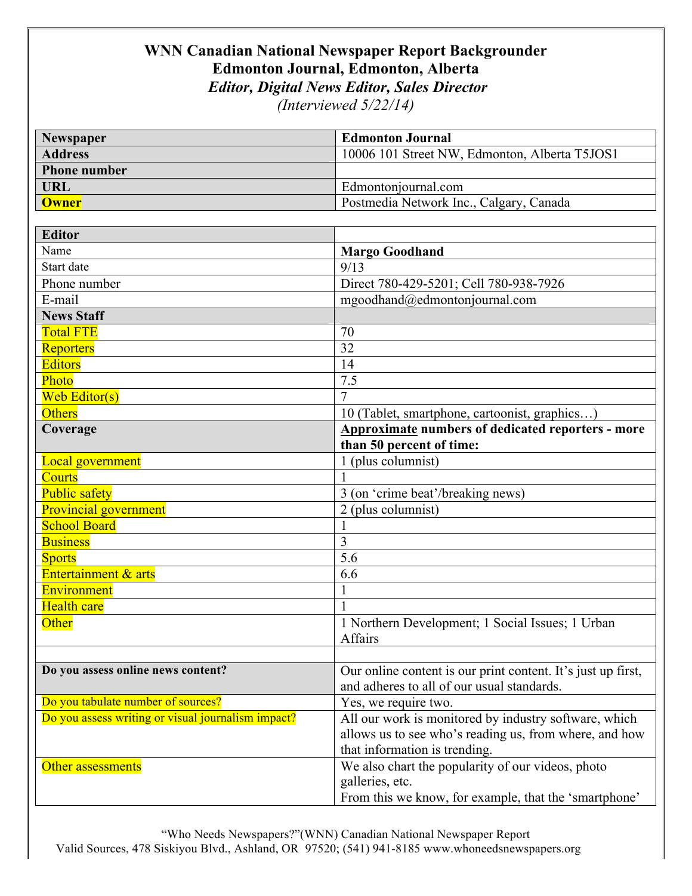# WNN Canadian National Newspaper Report Backgrounder

## Edmonton Journal, Edmonton, Alberta

### *Editor, Digital News Editor, Sales Director*

*(Interviewed 5/22/14)*

| **Newspaper** | **Edmonton Journal** |
|---|---|
| **Address** | 10006 101 Street NW, Edmonton, Alberta T5JOS1 |
| **Phone number** | |
| **URL** | Edmontonjournal.com |
| **Owner** | Postmedia Network Inc., Calgary, Canada |

| **Editor** | |
|---|---|
| Name | **Margo Goodhand** |
| Start date | 9/13 |
| Phone number | Direct 780-429-5201; Cell 780-938-7926 |
| E-mail | mgoodhand@edmontonjournal.com |
| **News Staff** | |
| Total FTE | 70 |
| Reporters | 32 |
| Editors | 14 |
| Photo | 7.5 |
| Web Editor(s) | 7 |
| Others | 10 (Tablet, smartphone, cartoonist, graphics…) |
| **Coverage** | **Approximate numbers of dedicated reporters - more than 50 percent of time:** |
| Local government | 1 (plus columnist) |
| Courts | 1 |
| Public safety | 3 (on 'crime beat'/breaking news) |
| Provincial government | 2 (plus columnist) |
| School Board | 1 |
| Business | 3 |
| Sports | 5.6 |
| Entertainment & arts | 6.6 |
| Environment | 1 |
| Health care | 1 |
| Other | 1 Northern Development; 1 Social Issues; 1 Urban Affairs |
| | |
| **Do you assess online news content?** | Our online content is our print content. It's just up first, and adheres to all of our usual standards. |
| Do you tabulate number of sources? | Yes, we require two. |
| Do you assess writing or visual journalism impact? | All our work is monitored by industry software, which allows us to see who's reading us, from where, and how that information is trending. |
| Other assessments | We also chart the popularity of our videos, photo galleries, etc. From this we know, for example, that the 'smartphone' |

"Who Needs Newspapers?"(WNN) Canadian National Newspaper Report
Valid Sources, 478 Siskiyou Blvd., Ashland, OR 97520; (541) 941-8185 www.whoneedsnewspapers.org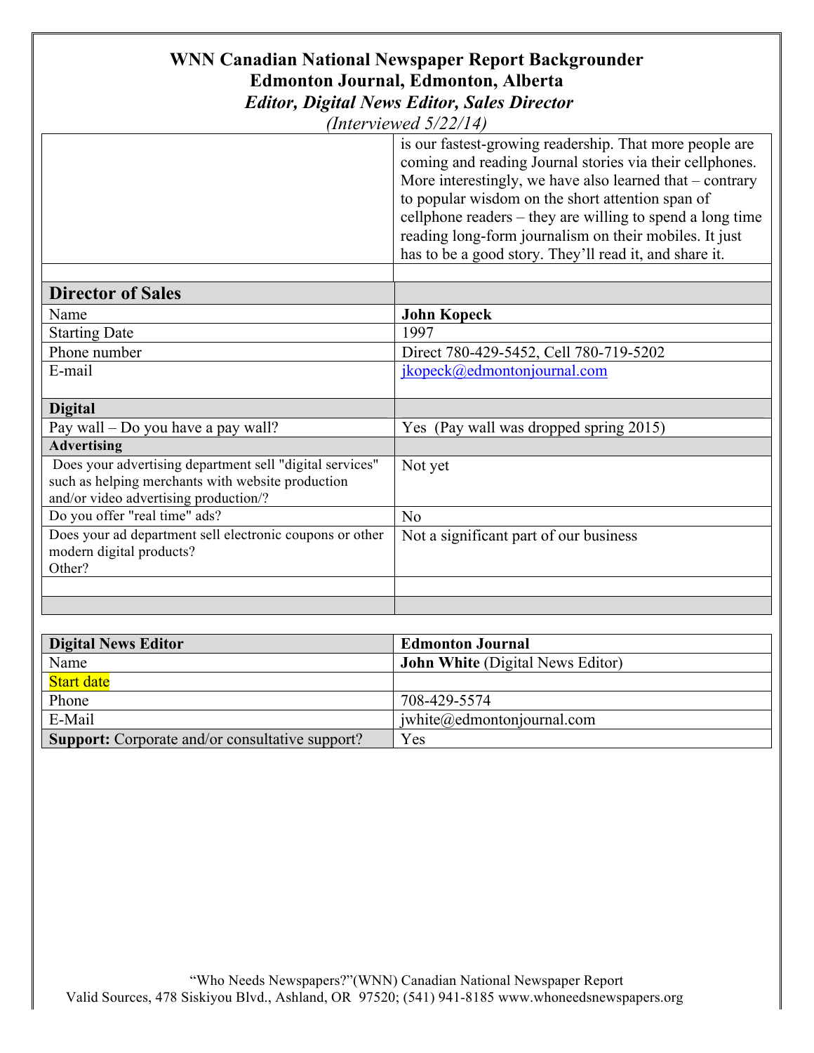# WNN Canadian National Newspaper Report Backgrounder

## Edmonton Journal, Edmonton, Alberta

***Editor, Digital News Editor, Sales Director***

*(Interviewed 5/22/14)*

| | |
|---|---|
| | is our fastest-growing readership. That more people are coming and reading Journal stories via their cellphones. More interestingly, we have also learned that – contrary to popular wisdom on the short attention span of cellphone readers – they are willing to spend a long time reading long-form journalism on their mobiles. It just has to be a good story. They'll read it, and share it. |
| | |
| **Director of Sales** | |
| Name | **John Kopeck** |
| Starting Date | 1997 |
| Phone number | Direct 780-429-5452, Cell 780-719-5202 |
| E-mail | jkopeck@edmontonjournal.com |
| **Digital** | |
| Pay wall – Do you have a pay wall? | Yes (Pay wall was dropped spring 2015) |
| **Advertising** | |
| Does your advertising department sell "digital services" such as helping merchants with website production and/or video advertising production/? | Not yet |
| Do you offer "real time" ads? | No |
| Does your ad department sell electronic coupons or other modern digital products? Other? | Not a significant part of our business |
| | |
| | |

| **Digital News Editor** | **Edmonton Journal** |
|---|---|
| Name | **John White** (Digital News Editor) |
| Start date | |
| Phone | 708-429-5574 |
| E-Mail | jwhite@edmontonjournal.com |
| **Support:** Corporate and/or consultative support? | Yes |

"Who Needs Newspapers?"(WNN) Canadian National Newspaper Report
Valid Sources, 478 Siskiyou Blvd., Ashland, OR 97520; (541) 941-8185 www.whoneedsnewspapers.org